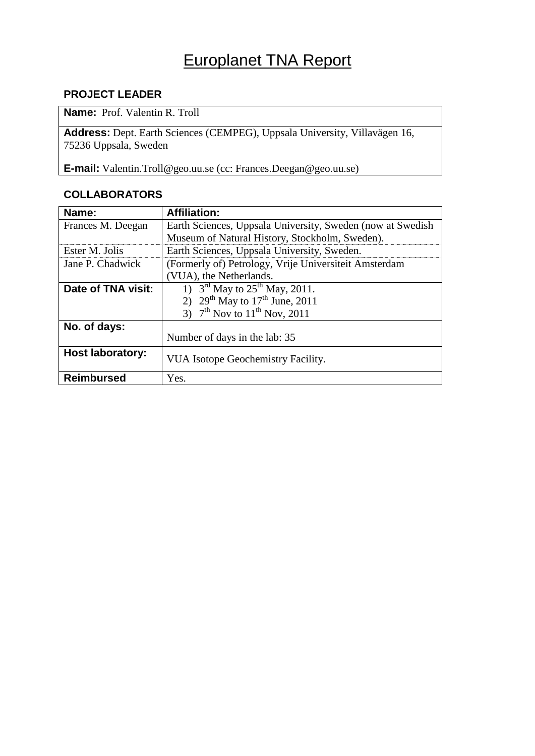# Europlanet TNA Report

## PROJECT LEADER

| | |
|---|---|
| **Name:** Prof. Valentin R. Troll | |
| **Address:** Dept. Earth Sciences (CEMPEG), Uppsala University, Villavägen 16, 75236 Uppsala, Sweden | |
| **E-mail:** Valentin.Troll@geo.uu.se (cc: Frances.Deegan@geo.uu.se) | |

## COLLABORATORS

| Name: | Affiliation: |
|---|---|
| Frances M. Deegan | Earth Sciences, Uppsala University, Sweden (now at Swedish Museum of Natural History, Stockholm, Sweden). |
| Ester M. Jolis | Earth Sciences, Uppsala University, Sweden. |
| Jane P. Chadwick | (Formerly of) Petrology, Vrije Universiteit Amsterdam (VUA), the Netherlands. |
| **Date of TNA visit:** | 1) 3rd May to 25th May, 2011.<br>2) 29th May to 17th June, 2011<br>3) 7th Nov to 11th Nov, 2011 |
| **No. of days:** | Number of days in the lab: 35 |
| **Host laboratory:** | VUA Isotope Geochemistry Facility. |
| **Reimbursed** | Yes. |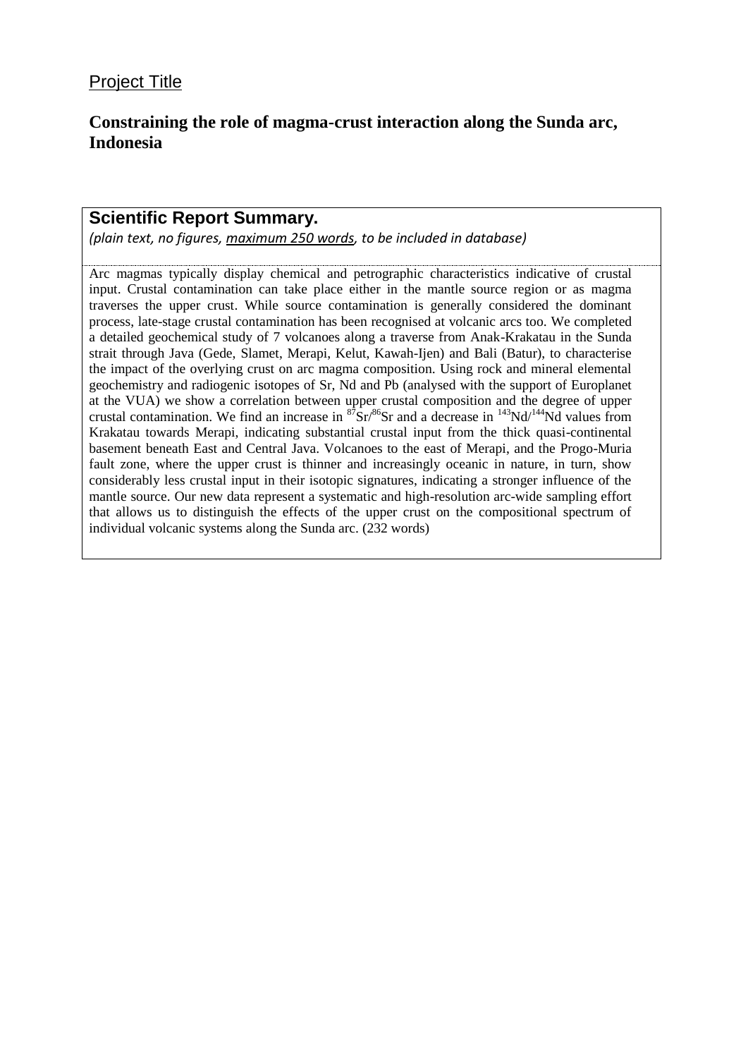## Project Title

### Constraining the role of magma-crust interaction along the Sunda arc, Indonesia

**Scientific Report Summary.**

*(plain text, no figures, maximum 250 words, to be included in database)*

Arc magmas typically display chemical and petrographic characteristics indicative of crustal input. Crustal contamination can take place either in the mantle source region or as magma traverses the upper crust. While source contamination is generally considered the dominant process, late-stage crustal contamination has been recognised at volcanic arcs too. We completed a detailed geochemical study of 7 volcanoes along a traverse from Anak-Krakatau in the Sunda strait through Java (Gede, Slamet, Merapi, Kelut, Kawah-Ijen) and Bali (Batur), to characterise the impact of the overlying crust on arc magma composition. Using rock and mineral elemental geochemistry and radiogenic isotopes of Sr, Nd and Pb (analysed with the support of Europlanet at the VUA) we show a correlation between upper crustal composition and the degree of upper crustal contamination. We find an increase in $^{87}Sr/^{86}Sr$ and a decrease in $^{143}Nd/^{144}Nd$ values from Krakatau towards Merapi, indicating substantial crustal input from the thick quasi-continental basement beneath East and Central Java. Volcanoes to the east of Merapi, and the Progo-Muria fault zone, where the upper crust is thinner and increasingly oceanic in nature, in turn, show considerably less crustal input in their isotopic signatures, indicating a stronger influence of the mantle source. Our new data represent a systematic and high-resolution arc-wide sampling effort that allows us to distinguish the effects of the upper crust on the compositional spectrum of individual volcanic systems along the Sunda arc. (232 words)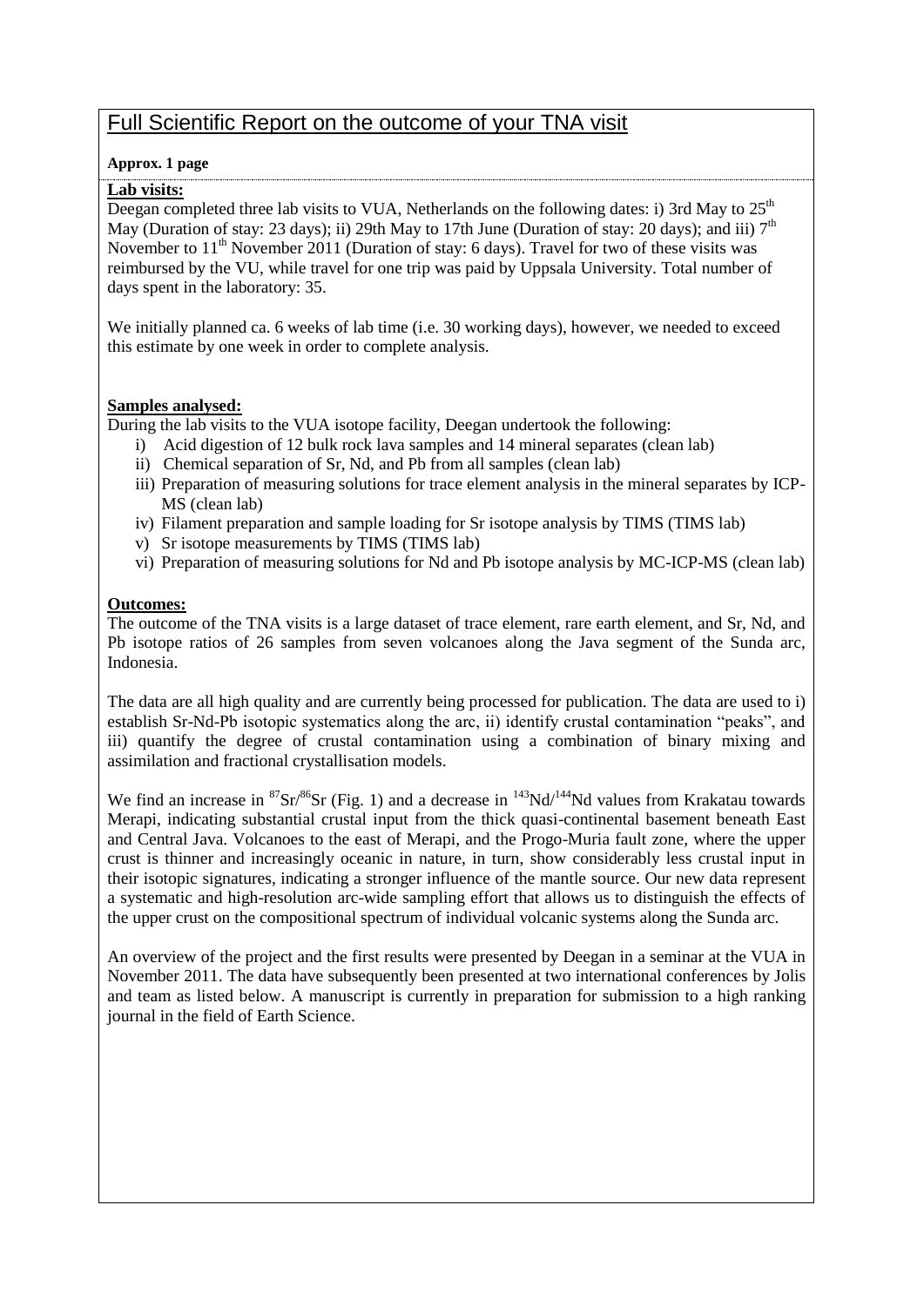# Full Scientific Report on the outcome of your TNA visit

**Approx. 1 page**

**Lab visits:**

Deegan completed three lab visits to VUA, Netherlands on the following dates: i) 3rd May to 25$^{th}$ May (Duration of stay: 23 days); ii) 29th May to 17th June (Duration of stay: 20 days); and iii) 7$^{th}$ November to 11$^{th}$ November 2011 (Duration of stay: 6 days). Travel for two of these visits was reimbursed by the VU, while travel for one trip was paid by Uppsala University. Total number of days spent in the laboratory: 35.

We initially planned ca. 6 weeks of lab time (i.e. 30 working days), however, we needed to exceed this estimate by one week in order to complete analysis.

**Samples analysed:**

During the lab visits to the VUA isotope facility, Deegan undertook the following:

i) Acid digestion of 12 bulk rock lava samples and 14 mineral separates (clean lab)
ii) Chemical separation of Sr, Nd, and Pb from all samples (clean lab)
iii) Preparation of measuring solutions for trace element analysis in the mineral separates by ICP-MS (clean lab)
iv) Filament preparation and sample loading for Sr isotope analysis by TIMS (TIMS lab)
v) Sr isotope measurements by TIMS (TIMS lab)
vi) Preparation of measuring solutions for Nd and Pb isotope analysis by MC-ICP-MS (clean lab)

**Outcomes:**

The outcome of the TNA visits is a large dataset of trace element, rare earth element, and Sr, Nd, and Pb isotope ratios of 26 samples from seven volcanoes along the Java segment of the Sunda arc, Indonesia.

The data are all high quality and are currently being processed for publication. The data are used to i) establish Sr-Nd-Pb isotopic systematics along the arc, ii) identify crustal contamination "peaks", and iii) quantify the degree of crustal contamination using a combination of binary mixing and assimilation and fractional crystallisation models.

We find an increase in $^{87}Sr/^{86}Sr$ (Fig. 1) and a decrease in $^{143}Nd/^{144}Nd$ values from Krakatau towards Merapi, indicating substantial crustal input from the thick quasi-continental basement beneath East and Central Java. Volcanoes to the east of Merapi, and the Progo-Muria fault zone, where the upper crust is thinner and increasingly oceanic in nature, in turn, show considerably less crustal input in their isotopic signatures, indicating a stronger influence of the mantle source. Our new data represent a systematic and high-resolution arc-wide sampling effort that allows us to distinguish the effects of the upper crust on the compositional spectrum of individual volcanic systems along the Sunda arc.

An overview of the project and the first results were presented by Deegan in a seminar at the VUA in November 2011. The data have subsequently been presented at two international conferences by Jolis and team as listed below. A manuscript is currently in preparation for submission to a high ranking journal in the field of Earth Science.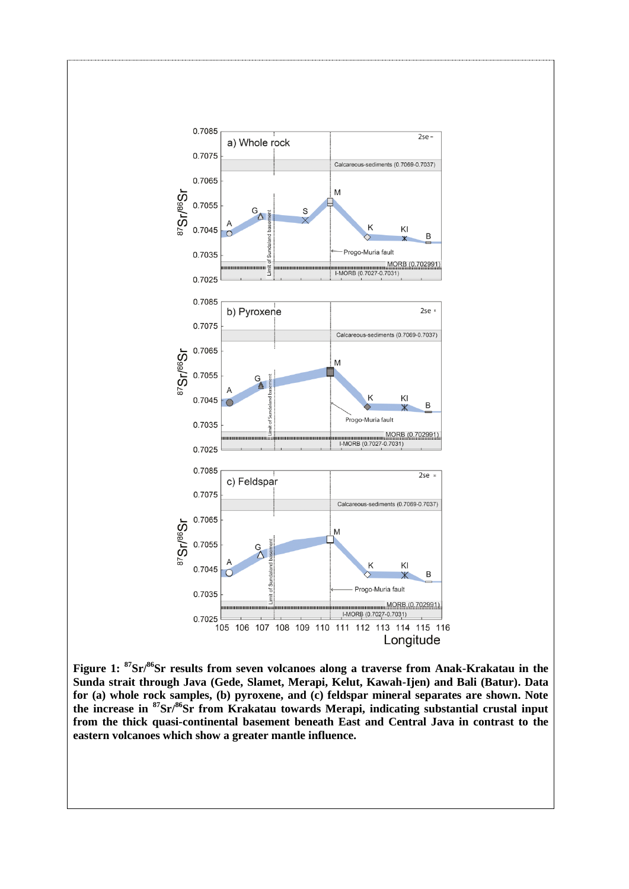**Figure 1: $^{87}Sr/^{86}Sr$ results from seven volcanoes along a traverse from Anak-Krakatau in the Sunda strait through Java (Gede, Slamet, Merapi, Kelut, Kawah-Ijen) and Bali (Batur). Data for (a) whole rock samples, (b) pyroxene, and (c) feldspar mineral separates are shown. Note the increase in $^{87}Sr/^{86}Sr$ from Krakatau towards Merapi, indicating substantial crustal input from the thick quasi-continental basement beneath East and Central Java in contrast to the eastern volcanoes which show a greater mantle influence.**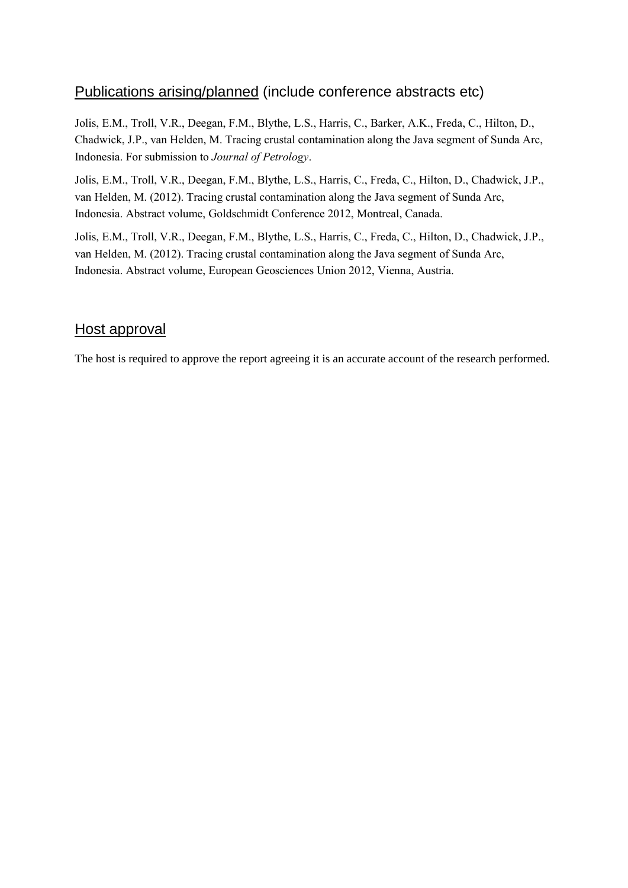## Publications arising/planned (include conference abstracts etc)

Jolis, E.M., Troll, V.R., Deegan, F.M., Blythe, L.S., Harris, C., Barker, A.K., Freda, C., Hilton, D., Chadwick, J.P., van Helden, M. Tracing crustal contamination along the Java segment of Sunda Arc, Indonesia. For submission to *Journal of Petrology*.

Jolis, E.M., Troll, V.R., Deegan, F.M., Blythe, L.S., Harris, C., Freda, C., Hilton, D., Chadwick, J.P., van Helden, M. (2012). Tracing crustal contamination along the Java segment of Sunda Arc, Indonesia. Abstract volume, Goldschmidt Conference 2012, Montreal, Canada.

Jolis, E.M., Troll, V.R., Deegan, F.M., Blythe, L.S., Harris, C., Freda, C., Hilton, D., Chadwick, J.P., van Helden, M. (2012). Tracing crustal contamination along the Java segment of Sunda Arc, Indonesia. Abstract volume, European Geosciences Union 2012, Vienna, Austria.

## Host approval

The host is required to approve the report agreeing it is an accurate account of the research performed.